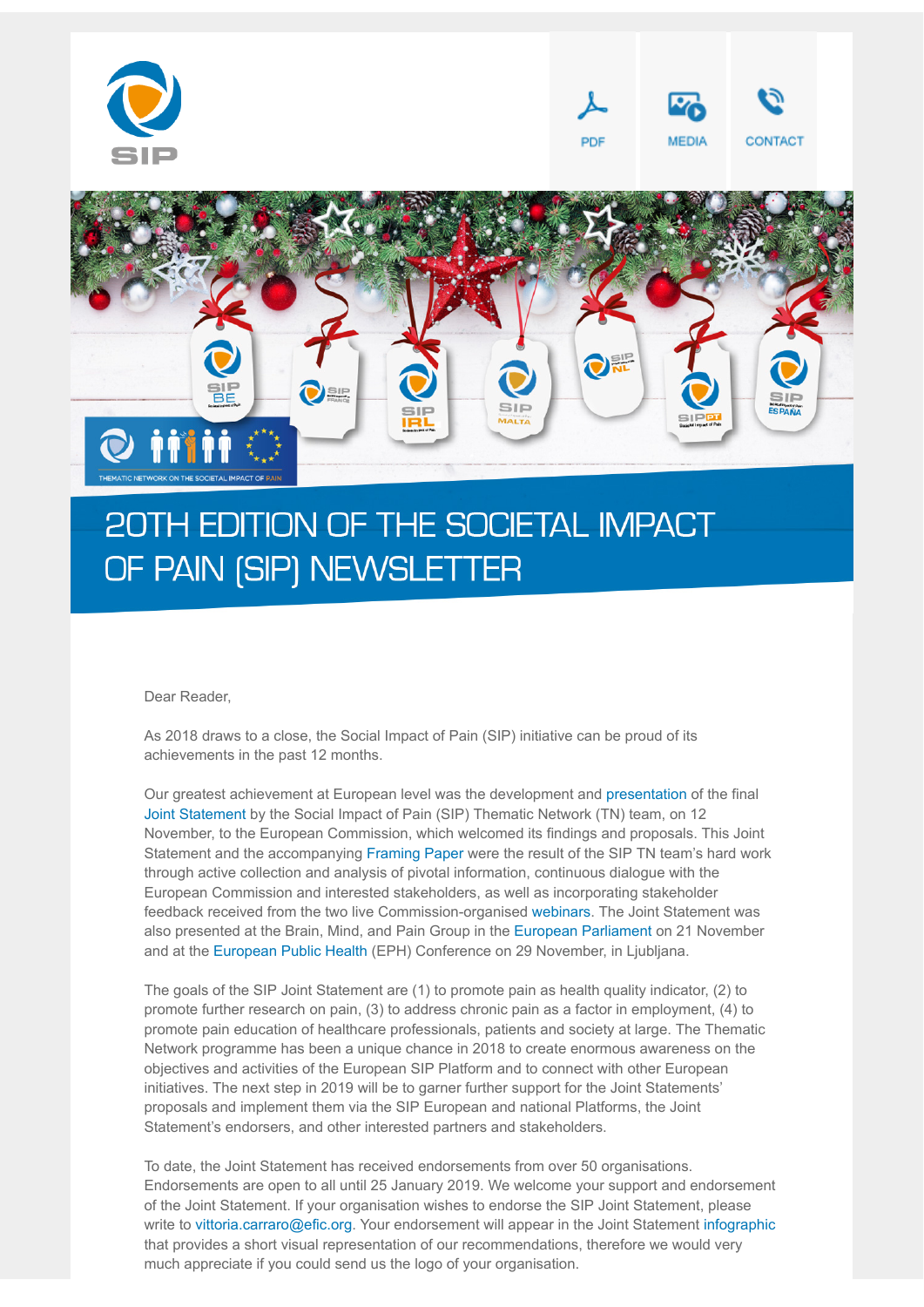SIP

PDF MEDIA CONTACT

# 20TH EDITION OF THE SOCIETAL IMPACT OF PAIN (SIP) NEWSLETTER

Dear Reader,

As 2018 draws to a close, the Social Impact of Pain (SIP) initiative can be proud of its achievements in the past 12 months.

Our greatest achievement at European level was the development and presentation of the final Joint Statement by the Social Impact of Pain (SIP) Thematic Network (TN) team, on 12 November, to the European Commission, which welcomed its findings and proposals. This Joint Statement and the accompanying Framing Paper were the result of the SIP TN team's hard work through active collection and analysis of pivotal information, continuous dialogue with the European Commission and interested stakeholders, as well as incorporating stakeholder feedback received from the two live Commission-organised webinars. The Joint Statement was also presented at the Brain, Mind, and Pain Group in the European Parliament on 21 November and at the European Public Health (EPH) Conference on 29 November, in Ljubljana.

The goals of the SIP Joint Statement are (1) to promote pain as health quality indicator, (2) to promote further research on pain, (3) to address chronic pain as a factor in employment, (4) to promote pain education of healthcare professionals, patients and society at large. The Thematic Network programme has been a unique chance in 2018 to create enormous awareness on the objectives and activities of the European SIP Platform and to connect with other European initiatives. The next step in 2019 will be to garner further support for the Joint Statements' proposals and implement them via the SIP European and national Platforms, the Joint Statement's endorsers, and other interested partners and stakeholders.

To date, the Joint Statement has received endorsements from over 50 organisations. Endorsements are open to all until 25 January 2019. We welcome your support and endorsement of the Joint Statement. If your organisation wishes to endorse the SIP Joint Statement, please write to vittoria.carraro@efic.org. Your endorsement will appear in the Joint Statement infographic that provides a short visual representation of our recommendations, therefore we would very much appreciate if you could send us the logo of your organisation.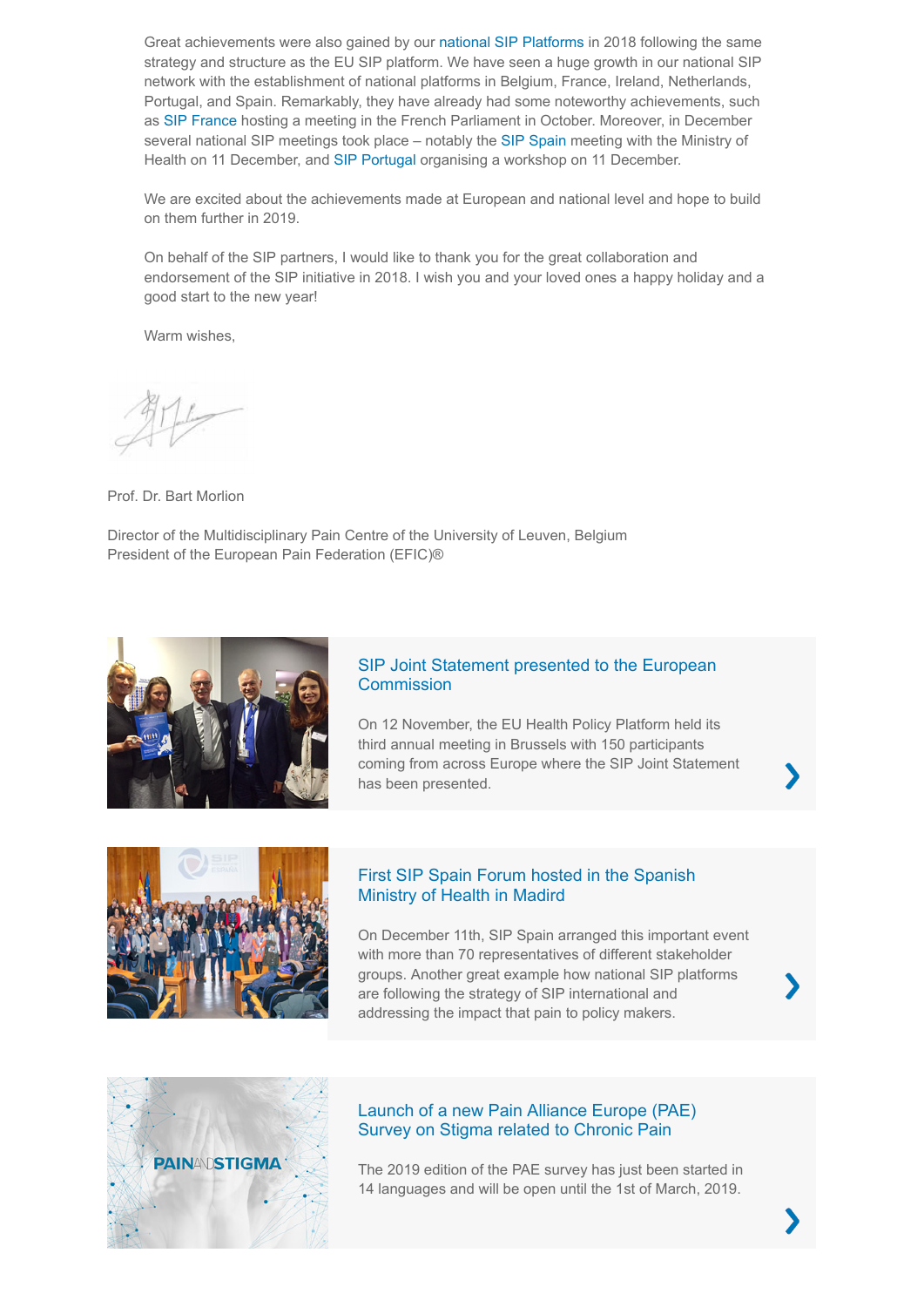Great achievements were also gained by our national SIP Platforms in 2018 following the same strategy and structure as the EU SIP platform. We have seen a huge growth in our national SIP network with the establishment of national platforms in Belgium, France, Ireland, Netherlands, Portugal, and Spain. Remarkably, they have already had some noteworthy achievements, such as SIP France hosting a meeting in the French Parliament in October. Moreover, in December several national SIP meetings took place – notably the SIP Spain meeting with the Ministry of Health on 11 December, and SIP Portugal organising a workshop on 11 December.

We are excited about the achievements made at European and national level and hope to build on them further in 2019.

On behalf of the SIP partners, I would like to thank you for the great collaboration and endorsement of the SIP initiative in 2018. I wish you and your loved ones a happy holiday and a good start to the new year!

Warm wishes,

Prof. Dr. Bart Morlion

Director of the Multidisciplinary Pain Centre of the University of Leuven, Belgium
President of the European Pain Federation (EFIC)®

## SIP Joint Statement presented to the European Commission

On 12 November, the EU Health Policy Platform held its third annual meeting in Brussels with 150 participants coming from across Europe where the SIP Joint Statement has been presented.

## First SIP Spain Forum hosted in the Spanish Ministry of Health in Madird

On December 11th, SIP Spain arranged this important event with more than 70 representatives of different stakeholder groups. Another great example how national SIP platforms are following the strategy of SIP international and addressing the impact that pain to policy makers.

## Launch of a new Pain Alliance Europe (PAE) Survey on Stigma related to Chronic Pain

The 2019 edition of the PAE survey has just been started in 14 languages and will be open until the 1st of March, 2019.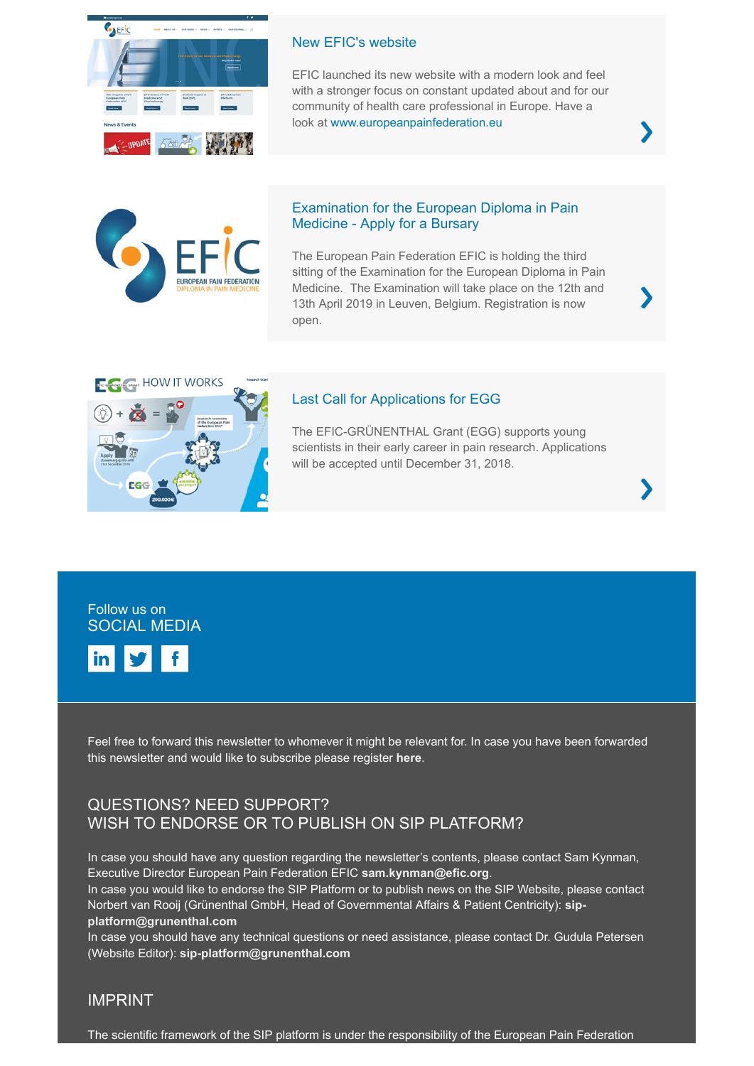### New EFIC's website

EFIC launched its new website with a modern look and feel with a stronger focus on constant updated about and for our community of health care professional in Europe. Have a look at www.europeanpainfederation.eu

### Examination for the European Diploma in Pain Medicine - Apply for a Bursary

The European Pain Federation EFIC is holding the third sitting of the Examination for the European Diploma in Pain Medicine. The Examination will take place on the 12th and 13th April 2019 in Leuven, Belgium. Registration is now open.

### Last Call for Applications for EGG

The EFIC-GRÜNENTHAL Grant (EGG) supports young scientists in their early career in pain research. Applications will be accepted until December 31, 2018.

Follow us on
SOCIAL MEDIA

Feel free to forward this newsletter to whomever it might be relevant for. In case you have been forwarded this newsletter and would like to subscribe please register **here**.

## QUESTIONS? NEED SUPPORT? WISH TO ENDORSE OR TO PUBLISH ON SIP PLATFORM?

In case you should have any question regarding the newsletter's contents, please contact Sam Kynman, Executive Director European Pain Federation EFIC **sam.kynman@efic.org**.
In case you would like to endorse the SIP Platform or to publish news on the SIP Website, please contact Norbert van Rooij (Grünenthal GmbH, Head of Governmental Affairs & Patient Centricity): **sip-platform@grunenthal.com**
In case you should have any technical questions or need assistance, please contact Dr. Gudula Petersen (Website Editor): **sip-platform@grunenthal.com**

## IMPRINT

The scientific framework of the SIP platform is under the responsibility of the European Pain Federation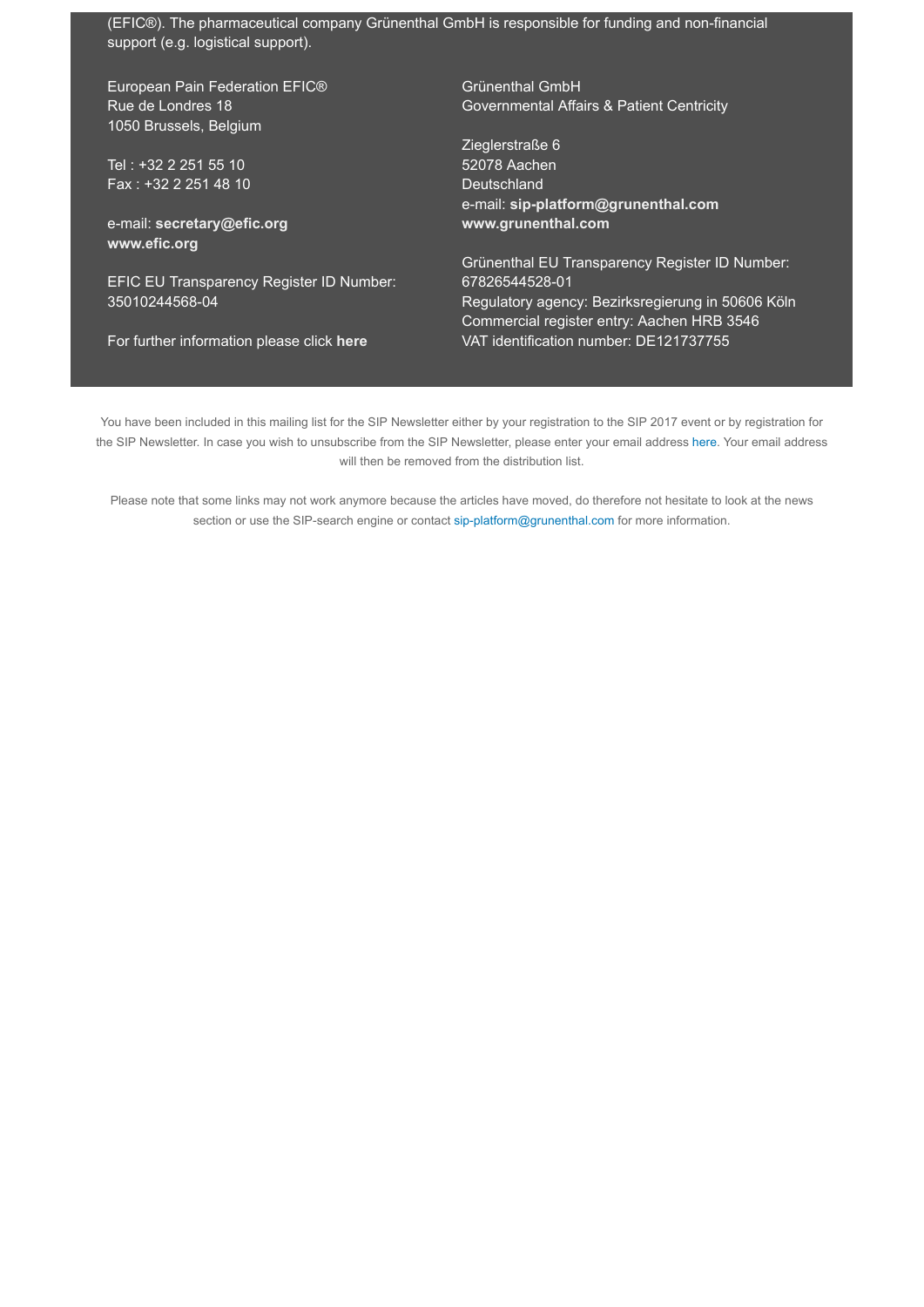(EFIC®). The pharmaceutical company Grünenthal GmbH is responsible for funding and non-financial support (e.g. logistical support).

European Pain Federation EFIC®
Rue de Londres 18
1050 Brussels, Belgium

Tel : +32 2 251 55 10
Fax : +32 2 251 48 10

e-mail: **secretary@efic.org**
**www.efic.org**

EFIC EU Transparency Register ID Number: 35010244568-04

For further information please click **here**

Grünenthal GmbH
Governmental Affairs & Patient Centricity

Zieglerstraße 6
52078 Aachen
Deutschland
e-mail: **sip-platform@grunenthal.com**
**www.grunenthal.com**

Grünenthal EU Transparency Register ID Number: 67826544528-01
Regulatory agency: Bezirksregierung in 50606 Köln
Commercial register entry: Aachen HRB 3546
VAT identification number: DE121737755

You have been included in this mailing list for the SIP Newsletter either by your registration to the SIP 2017 event or by registration for the SIP Newsletter. In case you wish to unsubscribe from the SIP Newsletter, please enter your email address here. Your email address will then be removed from the distribution list.

Please note that some links may not work anymore because the articles have moved, do therefore not hesitate to look at the news section or use the SIP-search engine or contact sip-platform@grunenthal.com for more information.